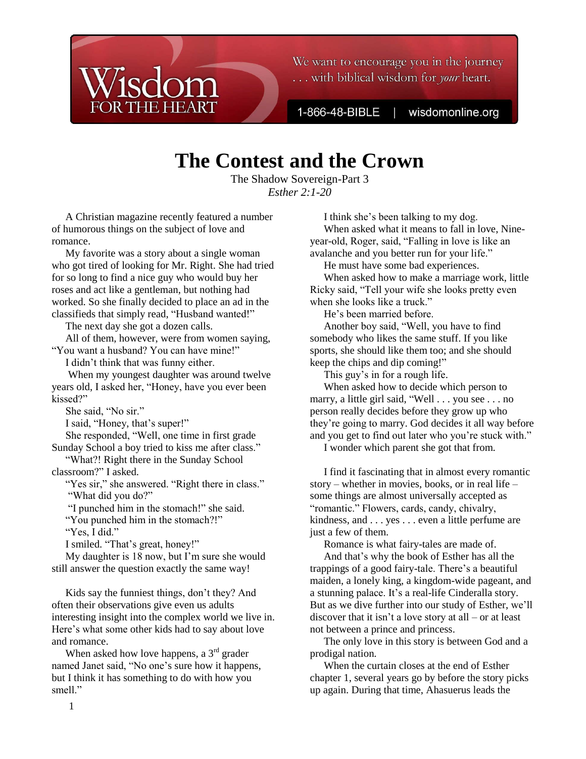We want to encourage you in the journey . . . with biblical wisdom for *your* heart.

1-866-48-BIBLE | wisdomonline.org

# The Contest and the Crown

The Shadow Sovereign-Part 3
*Esther 2:1-20*

A Christian magazine recently featured a number of humorous things on the subject of love and romance.

My favorite was a story about a single woman who got tired of looking for Mr. Right. She had tried for so long to find a nice guy who would buy her roses and act like a gentleman, but nothing had worked. So she finally decided to place an ad in the classifieds that simply read, "Husband wanted!"

The next day she got a dozen calls.

All of them, however, were from women saying, "You want a husband? You can have mine!"

I didn't think that was funny either.

When my youngest daughter was around twelve years old, I asked her, "Honey, have you ever been kissed?"

She said, "No sir."

I said, "Honey, that's super!"

She responded, "Well, one time in first grade Sunday School a boy tried to kiss me after class."

"What?! Right there in the Sunday School classroom?" I asked.

"Yes sir," she answered. "Right there in class."

"What did you do?"

"I punched him in the stomach!" she said.

"You punched him in the stomach?!"

"Yes, I did."

I smiled. "That's great, honey!"

My daughter is 18 now, but I'm sure she would still answer the question exactly the same way!

Kids say the funniest things, don't they? And often their observations give even us adults interesting insight into the complex world we live in. Here's what some other kids had to say about love and romance.

When asked how love happens, a 3rd grader named Janet said, "No one's sure how it happens, but I think it has something to do with how you smell."

I think she's been talking to my dog.

When asked what it means to fall in love, Nine-year-old, Roger, said, "Falling in love is like an avalanche and you better run for your life."

He must have some bad experiences.

When asked how to make a marriage work, little Ricky said, "Tell your wife she looks pretty even when she looks like a truck."

He's been married before.

Another boy said, "Well, you have to find somebody who likes the same stuff. If you like sports, she should like them too; and she should keep the chips and dip coming!"

This guy's in for a rough life.

When asked how to decide which person to marry, a little girl said, "Well . . . you see . . . no person really decides before they grow up who they're going to marry. God decides it all way before and you get to find out later who you're stuck with."

I wonder which parent she got that from.

I find it fascinating that in almost every romantic story – whether in movies, books, or in real life – some things are almost universally accepted as "romantic." Flowers, cards, candy, chivalry, kindness, and . . . yes . . . even a little perfume are just a few of them.

Romance is what fairy-tales are made of.

And that's why the book of Esther has all the trappings of a good fairy-tale. There's a beautiful maiden, a lonely king, a kingdom-wide pageant, and a stunning palace. It's a real-life Cinderalla story. But as we dive further into our study of Esther, we'll discover that it isn't a love story at all – or at least not between a prince and princess.

The only love in this story is between God and a prodigal nation.

When the curtain closes at the end of Esther chapter 1, several years go by before the story picks up again. During that time, Ahasuerus leads the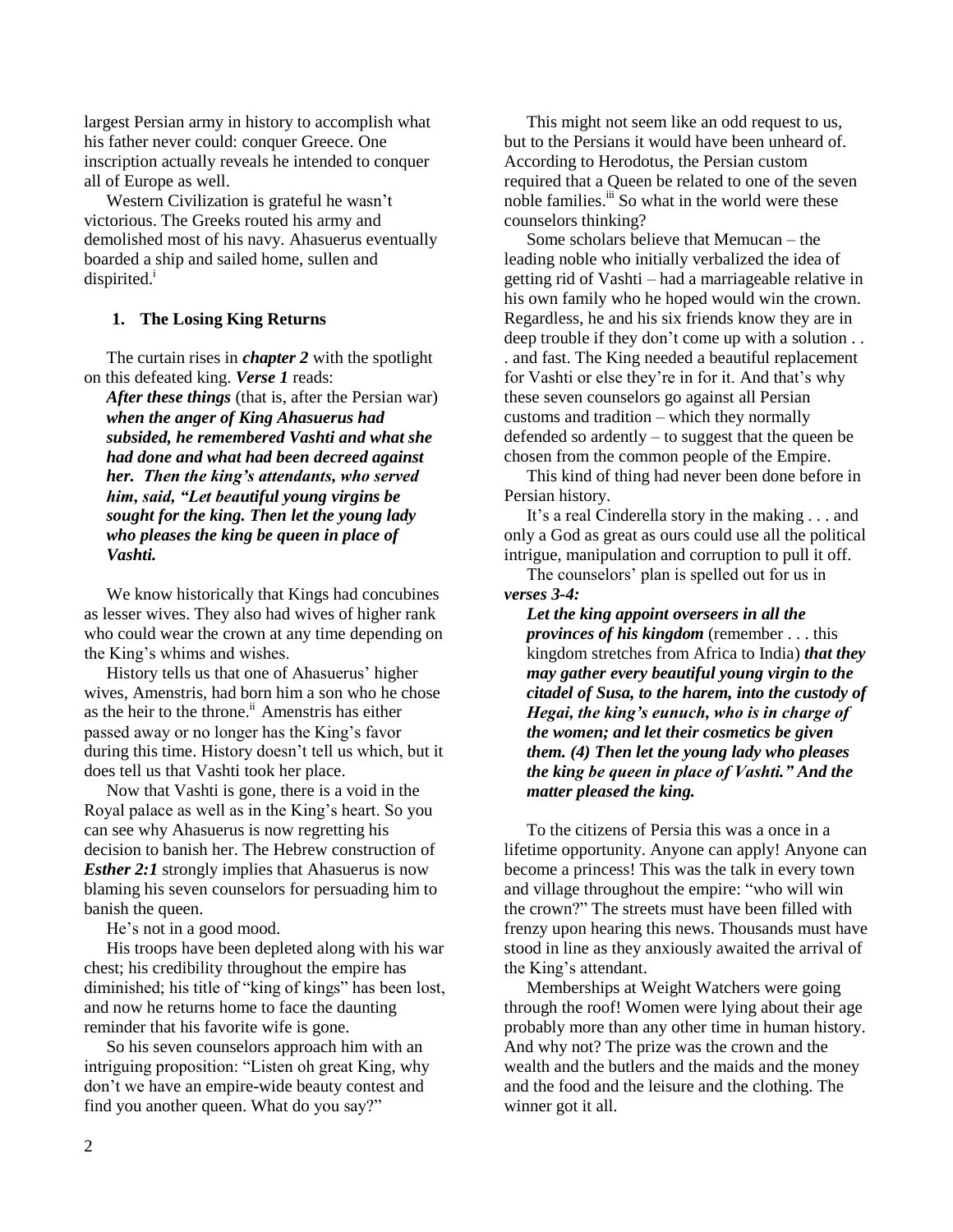largest Persian army in history to accomplish what his father never could: conquer Greece. One inscription actually reveals he intended to conquer all of Europe as well.

Western Civilization is grateful he wasn't victorious. The Greeks routed his army and demolished most of his navy. Ahasuerus eventually boarded a ship and sailed home, sullen and dispirited.[i]

## 1. The Losing King Returns

The curtain rises in ***chapter 2*** with the spotlight on this defeated king. ***Verse 1*** reads:

> ***After these things*** (that is, after the Persian war) ***when the anger of King Ahasuerus had subsided, he remembered Vashti and what she had done and what had been decreed against her. Then the king's attendants, who served him, said, "Let beautiful young virgins be sought for the king. Then let the young lady who pleases the king be queen in place of Vashti.***

We know historically that Kings had concubines as lesser wives. They also had wives of higher rank who could wear the crown at any time depending on the King's whims and wishes.

History tells us that one of Ahasuerus' higher wives, Amenstris, had born him a son who he chose as the heir to the throne.[ii] Amenstris has either passed away or no longer has the King's favor during this time. History doesn't tell us which, but it does tell us that Vashti took her place.

Now that Vashti is gone, there is a void in the Royal palace as well as in the King's heart. So you can see why Ahasuerus is now regretting his decision to banish her. The Hebrew construction of ***Esther 2:1*** strongly implies that Ahasuerus is now blaming his seven counselors for persuading him to banish the queen.

He's not in a good mood.

His troops have been depleted along with his war chest; his credibility throughout the empire has diminished; his title of "king of kings" has been lost, and now he returns home to face the daunting reminder that his favorite wife is gone.

So his seven counselors approach him with an intriguing proposition: "Listen oh great King, why don't we have an empire-wide beauty contest and find you another queen. What do you say?"

This might not seem like an odd request to us, but to the Persians it would have been unheard of. According to Herodotus, the Persian custom required that a Queen be related to one of the seven noble families.[iii] So what in the world were these counselors thinking?

Some scholars believe that Memucan – the leading noble who initially verbalized the idea of getting rid of Vashti – had a marriageable relative in his own family who he hoped would win the crown. Regardless, he and his six friends know they are in deep trouble if they don't come up with a solution . . . and fast. The King needed a beautiful replacement for Vashti or else they're in for it. And that's why these seven counselors go against all Persian customs and tradition – which they normally defended so ardently – to suggest that the queen be chosen from the common people of the Empire.

This kind of thing had never been done before in Persian history.

It's a real Cinderella story in the making . . . and only a God as great as ours could use all the political intrigue, manipulation and corruption to pull it off.

The counselors' plan is spelled out for us in ***verses 3-4:***

> ***Let the king appoint overseers in all the provinces of his kingdom*** (remember . . . this kingdom stretches from Africa to India) ***that they may gather every beautiful young virgin to the citadel of Susa, to the harem, into the custody of Hegai, the king's eunuch, who is in charge of the women; and let their cosmetics be given them. (4) Then let the young lady who pleases the king be queen in place of Vashti." And the matter pleased the king.***

To the citizens of Persia this was a once in a lifetime opportunity. Anyone can apply! Anyone can become a princess! This was the talk in every town and village throughout the empire: "who will win the crown?" The streets must have been filled with frenzy upon hearing this news. Thousands must have stood in line as they anxiously awaited the arrival of the King's attendant.

Memberships at Weight Watchers were going through the roof! Women were lying about their age probably more than any other time in human history. And why not? The prize was the crown and the wealth and the butlers and the maids and the money and the food and the leisure and the clothing. The winner got it all.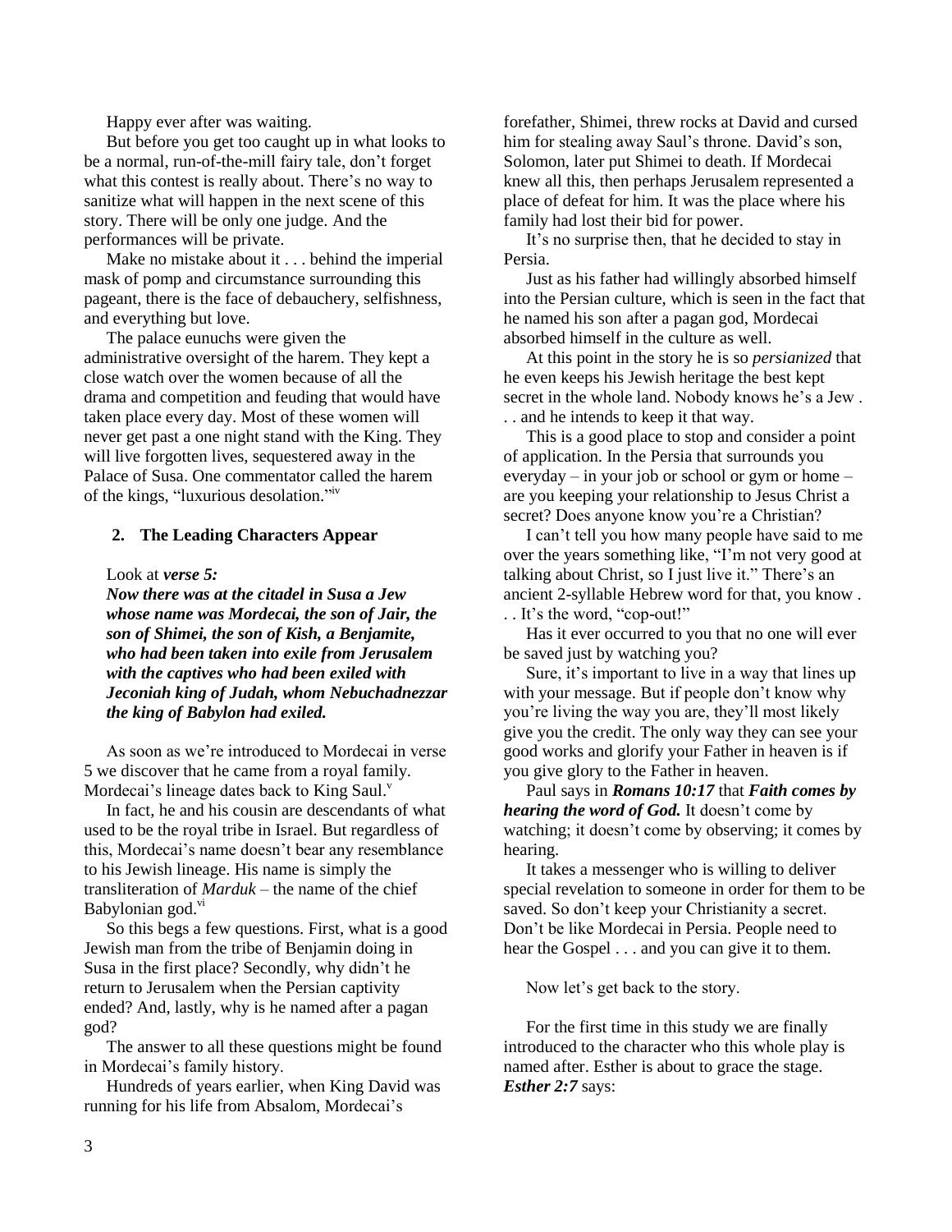Happy ever after was waiting.

But before you get too caught up in what looks to be a normal, run-of-the-mill fairy tale, don't forget what this contest is really about. There's no way to sanitize what will happen in the next scene of this story. There will be only one judge. And the performances will be private.

Make no mistake about it . . . behind the imperial mask of pomp and circumstance surrounding this pageant, there is the face of debauchery, selfishness, and everything but love.

The palace eunuchs were given the administrative oversight of the harem. They kept a close watch over the women because of all the drama and competition and feuding that would have taken place every day. Most of these women will never get past a one night stand with the King. They will live forgotten lives, sequestered away in the Palace of Susa. One commentator called the harem of the kings, "luxurious desolation."[iv]

## 2. The Leading Characters Appear

Look at ***verse 5:***

***Now there was at the citadel in Susa a Jew whose name was Mordecai, the son of Jair, the son of Shimei, the son of Kish, a Benjamite, who had been taken into exile from Jerusalem with the captives who had been exiled with Jeconiah king of Judah, whom Nebuchadnezzar the king of Babylon had exiled.***

As soon as we're introduced to Mordecai in verse 5 we discover that he came from a royal family. Mordecai's lineage dates back to King Saul.[v]

In fact, he and his cousin are descendants of what used to be the royal tribe in Israel. But regardless of this, Mordecai's name doesn't bear any resemblance to his Jewish lineage. His name is simply the transliteration of *Marduk* – the name of the chief Babylonian god.[vi]

So this begs a few questions. First, what is a good Jewish man from the tribe of Benjamin doing in Susa in the first place? Secondly, why didn't he return to Jerusalem when the Persian captivity ended? And, lastly, why is he named after a pagan god?

The answer to all these questions might be found in Mordecai's family history.

Hundreds of years earlier, when King David was running for his life from Absalom, Mordecai's forefather, Shimei, threw rocks at David and cursed him for stealing away Saul's throne. David's son, Solomon, later put Shimei to death. If Mordecai knew all this, then perhaps Jerusalem represented a place of defeat for him. It was the place where his family had lost their bid for power.

It's no surprise then, that he decided to stay in Persia.

Just as his father had willingly absorbed himself into the Persian culture, which is seen in the fact that he named his son after a pagan god, Mordecai absorbed himself in the culture as well.

At this point in the story he is so *persianized* that he even keeps his Jewish heritage the best kept secret in the whole land. Nobody knows he's a Jew . . . and he intends to keep it that way.

This is a good place to stop and consider a point of application. In the Persia that surrounds you everyday – in your job or school or gym or home – are you keeping your relationship to Jesus Christ a secret? Does anyone know you're a Christian?

I can't tell you how many people have said to me over the years something like, "I'm not very good at talking about Christ, so I just live it." There's an ancient 2-syllable Hebrew word for that, you know . . . It's the word, "cop-out!"

Has it ever occurred to you that no one will ever be saved just by watching you?

Sure, it's important to live in a way that lines up with your message. But if people don't know why you're living the way you are, they'll most likely give you the credit. The only way they can see your good works and glorify your Father in heaven is if you give glory to the Father in heaven.

Paul says in ***Romans 10:17*** that ***Faith comes by hearing the word of God.*** It doesn't come by watching; it doesn't come by observing; it comes by hearing.

It takes a messenger who is willing to deliver special revelation to someone in order for them to be saved. So don't keep your Christianity a secret. Don't be like Mordecai in Persia. People need to hear the Gospel . . . and you can give it to them.

Now let's get back to the story.

For the first time in this study we are finally introduced to the character who this whole play is named after. Esther is about to grace the stage. ***Esther 2:7*** says: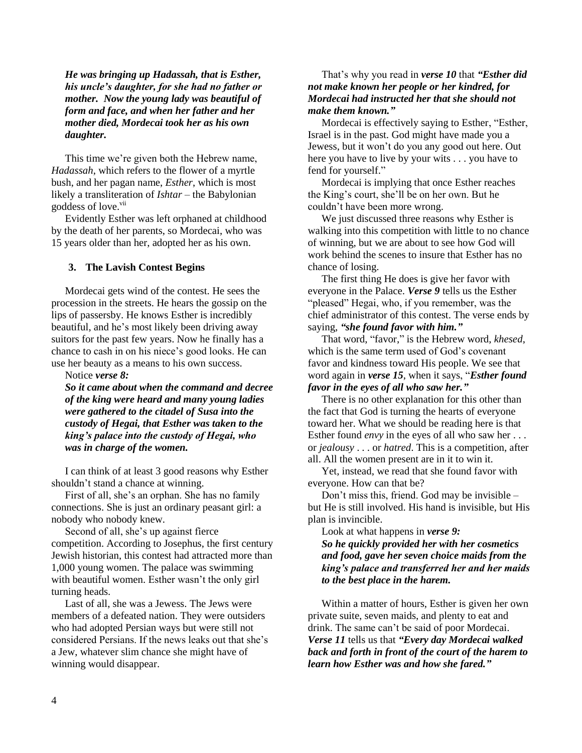***He was bringing up Hadassah, that is Esther, his uncle's daughter, for she had no father or mother. Now the young lady was beautiful of form and face, and when her father and her mother died, Mordecai took her as his own daughter.***

This time we're given both the Hebrew name, *Hadassah*, which refers to the flower of a myrtle bush, and her pagan name, *Esther*, which is most likely a transliteration of *Ishtar* – the Babylonian goddess of love.[vii]

Evidently Esther was left orphaned at childhood by the death of her parents, so Mordecai, who was 15 years older than her, adopted her as his own.

### 3. The Lavish Contest Begins

Mordecai gets wind of the contest. He sees the procession in the streets. He hears the gossip on the lips of passersby. He knows Esther is incredibly beautiful, and he's most likely been driving away suitors for the past few years. Now he finally has a chance to cash in on his niece's good looks. He can use her beauty as a means to his own success.

Notice ***verse 8:***

***So it came about when the command and decree of the king were heard and many young ladies were gathered to the citadel of Susa into the custody of Hegai, that Esther was taken to the king's palace into the custody of Hegai, who was in charge of the women.***

I can think of at least 3 good reasons why Esther shouldn't stand a chance at winning.

First of all, she's an orphan. She has no family connections. She is just an ordinary peasant girl: a nobody who nobody knew.

Second of all, she's up against fierce competition. According to Josephus, the first century Jewish historian, this contest had attracted more than 1,000 young women. The palace was swimming with beautiful women. Esther wasn't the only girl turning heads.

Last of all, she was a Jewess. The Jews were members of a defeated nation. They were outsiders who had adopted Persian ways but were still not considered Persians. If the news leaks out that she's a Jew, whatever slim chance she might have of winning would disappear.

That's why you read in ***verse 10*** that ***"Esther did not make known her people or her kindred, for Mordecai had instructed her that she should not make them known."***

Mordecai is effectively saying to Esther, "Esther, Israel is in the past. God might have made you a Jewess, but it won't do you any good out here. Out here you have to live by your wits . . . you have to fend for yourself."

Mordecai is implying that once Esther reaches the King's court, she'll be on her own. But he couldn't have been more wrong.

We just discussed three reasons why Esther is walking into this competition with little to no chance of winning, but we are about to see how God will work behind the scenes to insure that Esther has no chance of losing.

The first thing He does is give her favor with everyone in the Palace. ***Verse 9*** tells us the Esther "pleased" Hegai, who, if you remember, was the chief administrator of this contest. The verse ends by saying, ***"she found favor with him."***

That word, "favor," is the Hebrew word, *khesed*, which is the same term used of God's covenant favor and kindness toward His people. We see that word again in ***verse 15***, when it says, "***Esther found favor in the eyes of all who saw her."***

There is no other explanation for this other than the fact that God is turning the hearts of everyone toward her. What we should be reading here is that Esther found *envy* in the eyes of all who saw her . . . or *jealousy* . . . or *hatred*. This is a competition, after all. All the women present are in it to win it.

Yet, instead, we read that she found favor with everyone. How can that be?

Don't miss this, friend. God may be invisible – but He is still involved. His hand is invisible, but His plan is invincible.

Look at what happens in ***verse 9:***

***So he quickly provided her with her cosmetics and food, gave her seven choice maids from the king's palace and transferred her and her maids to the best place in the harem.***

Within a matter of hours, Esther is given her own private suite, seven maids, and plenty to eat and drink. The same can't be said of poor Mordecai. ***Verse 11*** tells us that ***"Every day Mordecai walked back and forth in front of the court of the harem to learn how Esther was and how she fared."***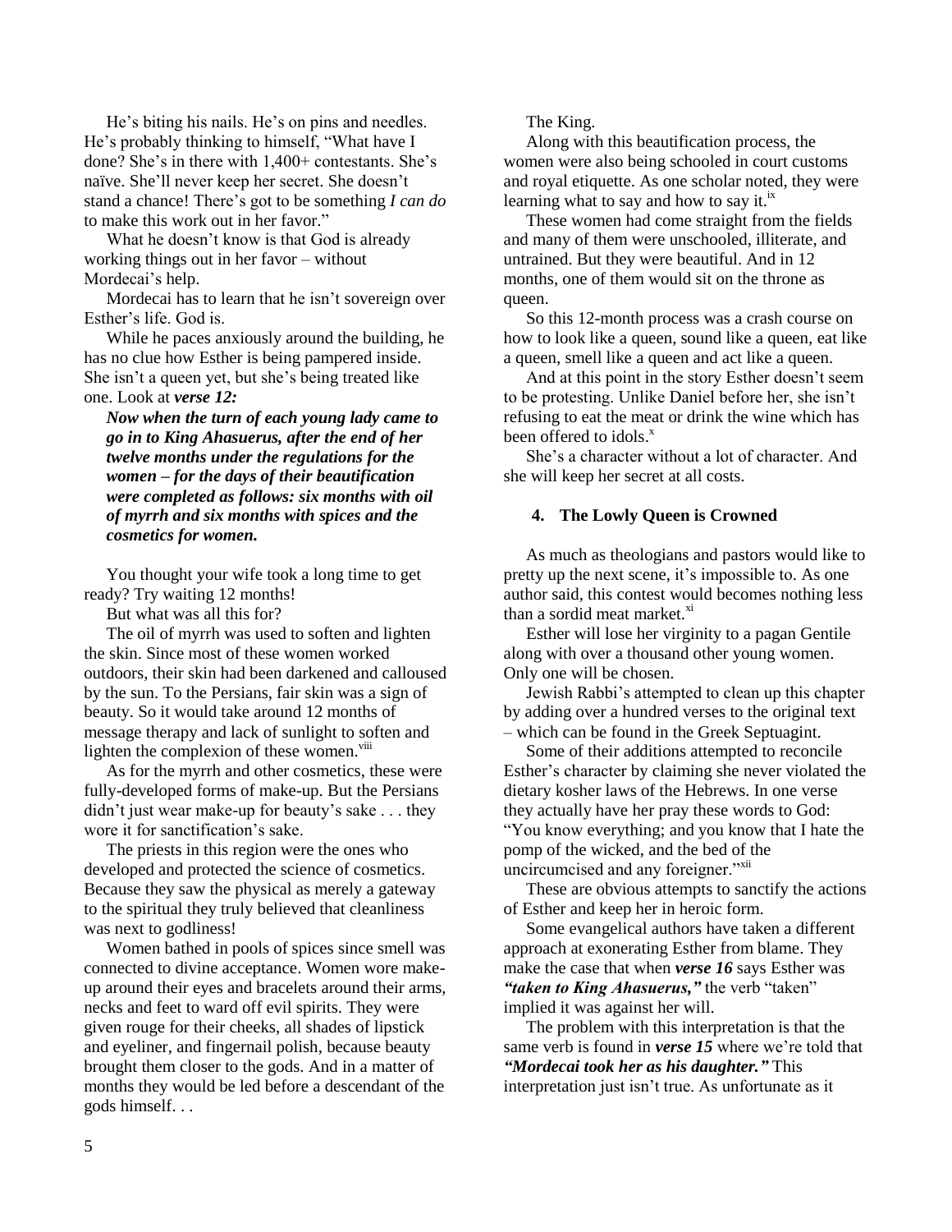He's biting his nails. He's on pins and needles. He's probably thinking to himself, "What have I done? She's in there with 1,400+ contestants. She's naïve. She'll never keep her secret. She doesn't stand a chance! There's got to be something *I can do* to make this work out in her favor."

What he doesn't know is that God is already working things out in her favor – without Mordecai's help.

Mordecai has to learn that he isn't sovereign over Esther's life. God is.

While he paces anxiously around the building, he has no clue how Esther is being pampered inside. She isn't a queen yet, but she's being treated like one. Look at ***verse 12:***

> ***Now when the turn of each young lady came to go in to King Ahasuerus, after the end of her twelve months under the regulations for the women – for the days of their beautification were completed as follows: six months with oil of myrrh and six months with spices and the cosmetics for women.***

You thought your wife took a long time to get ready? Try waiting 12 months!

But what was all this for?

The oil of myrrh was used to soften and lighten the skin. Since most of these women worked outdoors, their skin had been darkened and calloused by the sun. To the Persians, fair skin was a sign of beauty. So it would take around 12 months of message therapy and lack of sunlight to soften and lighten the complexion of these women.[viii]

As for the myrrh and other cosmetics, these were fully-developed forms of make-up. But the Persians didn't just wear make-up for beauty's sake . . . they wore it for sanctification's sake.

The priests in this region were the ones who developed and protected the science of cosmetics. Because they saw the physical as merely a gateway to the spiritual they truly believed that cleanliness was next to godliness!

Women bathed in pools of spices since smell was connected to divine acceptance. Women wore make-up around their eyes and bracelets around their arms, necks and feet to ward off evil spirits. They were given rouge for their cheeks, all shades of lipstick and eyeliner, and fingernail polish, because beauty brought them closer to the gods. And in a matter of months they would be led before a descendant of the gods himself. . .

The King.

Along with this beautification process, the women were also being schooled in court customs and royal etiquette. As one scholar noted, they were learning what to say and how to say it.[ix]

These women had come straight from the fields and many of them were unschooled, illiterate, and untrained. But they were beautiful. And in 12 months, one of them would sit on the throne as queen.

So this 12-month process was a crash course on how to look like a queen, sound like a queen, eat like a queen, smell like a queen and act like a queen.

And at this point in the story Esther doesn't seem to be protesting. Unlike Daniel before her, she isn't refusing to eat the meat or drink the wine which has been offered to idols.[x]

She's a character without a lot of character. And she will keep her secret at all costs.

### 4. The Lowly Queen is Crowned

As much as theologians and pastors would like to pretty up the next scene, it's impossible to. As one author said, this contest would becomes nothing less than a sordid meat market.[xi]

Esther will lose her virginity to a pagan Gentile along with over a thousand other young women. Only one will be chosen.

Jewish Rabbi's attempted to clean up this chapter by adding over a hundred verses to the original text – which can be found in the Greek Septuagint.

Some of their additions attempted to reconcile Esther's character by claiming she never violated the dietary kosher laws of the Hebrews. In one verse they actually have her pray these words to God: "You know everything; and you know that I hate the pomp of the wicked, and the bed of the uncircumcised and any foreigner."[xii]

These are obvious attempts to sanctify the actions of Esther and keep her in heroic form.

Some evangelical authors have taken a different approach at exonerating Esther from blame. They make the case that when ***verse 16*** says Esther was ***"taken to King Ahasuerus,"*** the verb "taken" implied it was against her will.

The problem with this interpretation is that the same verb is found in ***verse 15*** where we're told that ***"Mordecai took her as his daughter."*** This interpretation just isn't true. As unfortunate as it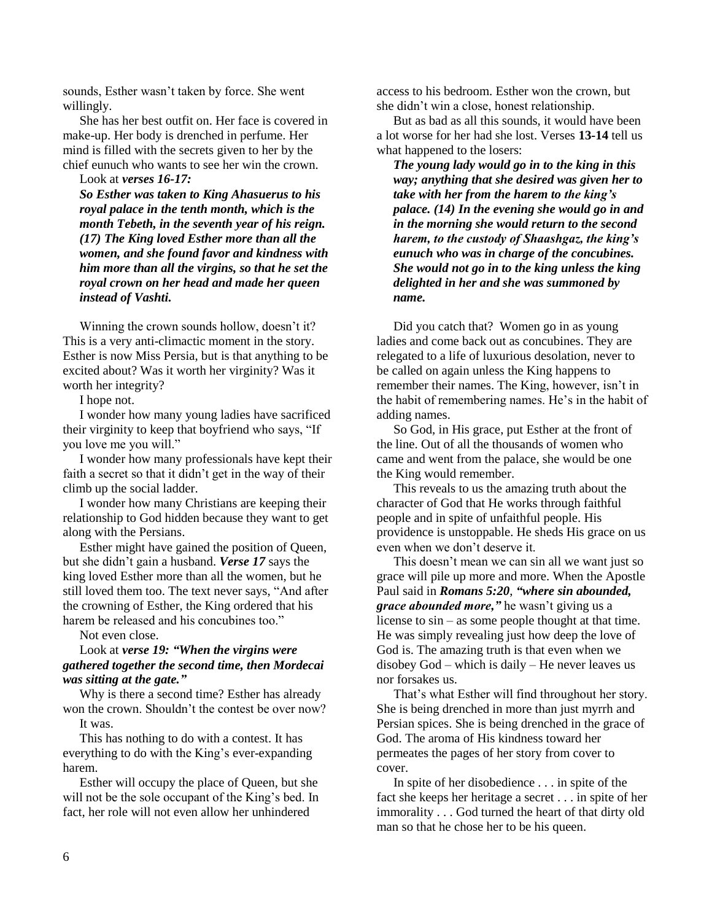sounds, Esther wasn't taken by force. She went willingly.

She has her best outfit on. Her face is covered in make-up. Her body is drenched in perfume. Her mind is filled with the secrets given to her by the chief eunuch who wants to see her win the crown.

Look at ***verses 16-17:***

***So Esther was taken to King Ahasuerus to his royal palace in the tenth month, which is the month Tebeth, in the seventh year of his reign. (17) The King loved Esther more than all the women, and she found favor and kindness with him more than all the virgins, so that he set the royal crown on her head and made her queen instead of Vashti.***

Winning the crown sounds hollow, doesn't it? This is a very anti-climactic moment in the story. Esther is now Miss Persia, but is that anything to be excited about? Was it worth her virginity? Was it worth her integrity?

I hope not.

I wonder how many young ladies have sacrificed their virginity to keep that boyfriend who says, "If you love me you will."

I wonder how many professionals have kept their faith a secret so that it didn't get in the way of their climb up the social ladder.

I wonder how many Christians are keeping their relationship to God hidden because they want to get along with the Persians.

Esther might have gained the position of Queen, but she didn't gain a husband. ***Verse 17*** says the king loved Esther more than all the women, but he still loved them too. The text never says, "And after the crowning of Esther, the King ordered that his harem be released and his concubines too."

Not even close.

Look at ***verse 19: "When the virgins were gathered together the second time, then Mordecai was sitting at the gate."***

Why is there a second time? Esther has already won the crown. Shouldn't the contest be over now?

It was.

This has nothing to do with a contest. It has everything to do with the King's ever-expanding harem.

Esther will occupy the place of Queen, but she will not be the sole occupant of the King's bed. In fact, her role will not even allow her unhindered access to his bedroom. Esther won the crown, but she didn't win a close, honest relationship.

But as bad as all this sounds, it would have been a lot worse for her had she lost. Verses **13-14** tell us what happened to the losers:

***The young lady would go in to the king in this way; anything that she desired was given her to take with her from the harem to the king's palace. (14) In the evening she would go in and in the morning she would return to the second harem, to the custody of Shaashgaz, the king's eunuch who was in charge of the concubines. She would not go in to the king unless the king delighted in her and she was summoned by name.***

Did you catch that? Women go in as young ladies and come back out as concubines. They are relegated to a life of luxurious desolation, never to be called on again unless the King happens to remember their names. The King, however, isn't in the habit of remembering names. He's in the habit of adding names.

So God, in His grace, put Esther at the front of the line. Out of all the thousands of women who came and went from the palace, she would be one the King would remember.

This reveals to us the amazing truth about the character of God that He works through faithful people and in spite of unfaithful people. His providence is unstoppable. He sheds His grace on us even when we don't deserve it.

This doesn't mean we can sin all we want just so grace will pile up more and more. When the Apostle Paul said in ***Romans 5:20***, ***"where sin abounded, grace abounded more,"*** he wasn't giving us a license to sin – as some people thought at that time. He was simply revealing just how deep the love of God is. The amazing truth is that even when we disobey God – which is daily – He never leaves us nor forsakes us.

That's what Esther will find throughout her story. She is being drenched in more than just myrrh and Persian spices. She is being drenched in the grace of God. The aroma of His kindness toward her permeates the pages of her story from cover to cover.

In spite of her disobedience . . . in spite of the fact she keeps her heritage a secret . . . in spite of her immorality . . . God turned the heart of that dirty old man so that he chose her to be his queen.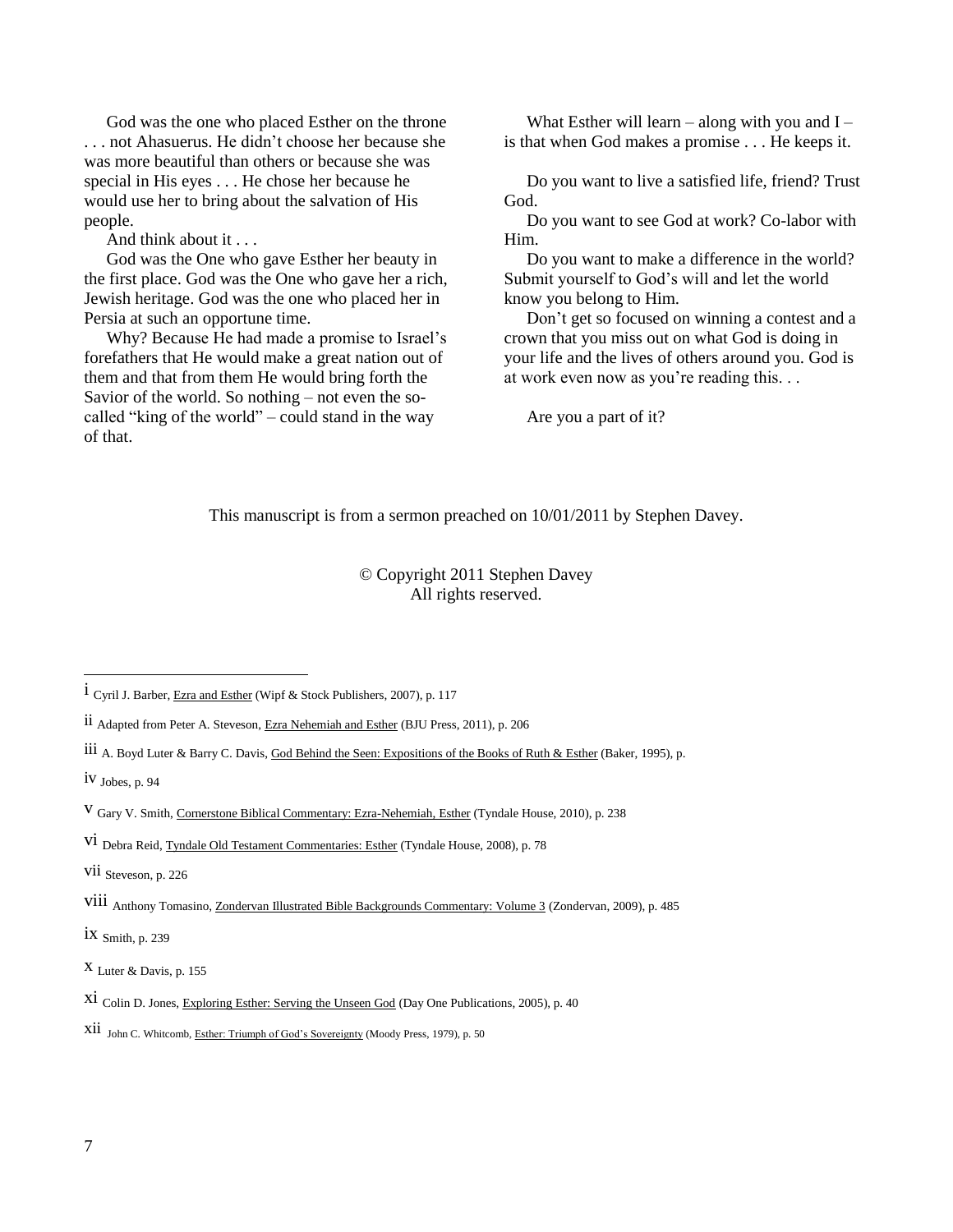God was the one who placed Esther on the throne . . . not Ahasuerus. He didn't choose her because she was more beautiful than others or because she was special in His eyes . . . He chose her because he would use her to bring about the salvation of His people.

And think about it . . .

God was the One who gave Esther her beauty in the first place. God was the One who gave her a rich, Jewish heritage. God was the one who placed her in Persia at such an opportune time.

Why? Because He had made a promise to Israel's forefathers that He would make a great nation out of them and that from them He would bring forth the Savior of the world. So nothing – not even the so-called "king of the world" – could stand in the way of that.

What Esther will learn – along with you and I – is that when God makes a promise . . . He keeps it.

Do you want to live a satisfied life, friend? Trust God.

Do you want to see God at work? Co-labor with Him.

Do you want to make a difference in the world? Submit yourself to God's will and let the world know you belong to Him.

Don't get so focused on winning a contest and a crown that you miss out on what God is doing in your life and the lives of others around you. God is at work even now as you're reading this. . .

Are you a part of it?

This manuscript is from a sermon preached on 10/01/2011 by Stephen Davey.

© Copyright 2011 Stephen Davey
All rights reserved.

---

i Cyril J. Barber, Ezra and Esther (Wipf & Stock Publishers, 2007), p. 117

ii Adapted from Peter A. Steveson, Ezra Nehemiah and Esther (BJU Press, 2011), p. 206

iii A. Boyd Luter & Barry C. Davis, God Behind the Seen: Expositions of the Books of Ruth & Esther (Baker, 1995), p.

iv Jobes, p. 94

v Gary V. Smith, Cornerstone Biblical Commentary: Ezra-Nehemiah, Esther (Tyndale House, 2010), p. 238

vi Debra Reid, Tyndale Old Testament Commentaries: Esther (Tyndale House, 2008), p. 78

vii Steveson, p. 226

viii Anthony Tomasino, Zondervan Illustrated Bible Backgrounds Commentary: Volume 3 (Zondervan, 2009), p. 485

ix Smith, p. 239

x Luter & Davis, p. 155

xi Colin D. Jones, Exploring Esther: Serving the Unseen God (Day One Publications, 2005), p. 40

xii John C. Whitcomb, Esther: Triumph of God's Sovereignty (Moody Press, 1979), p. 50